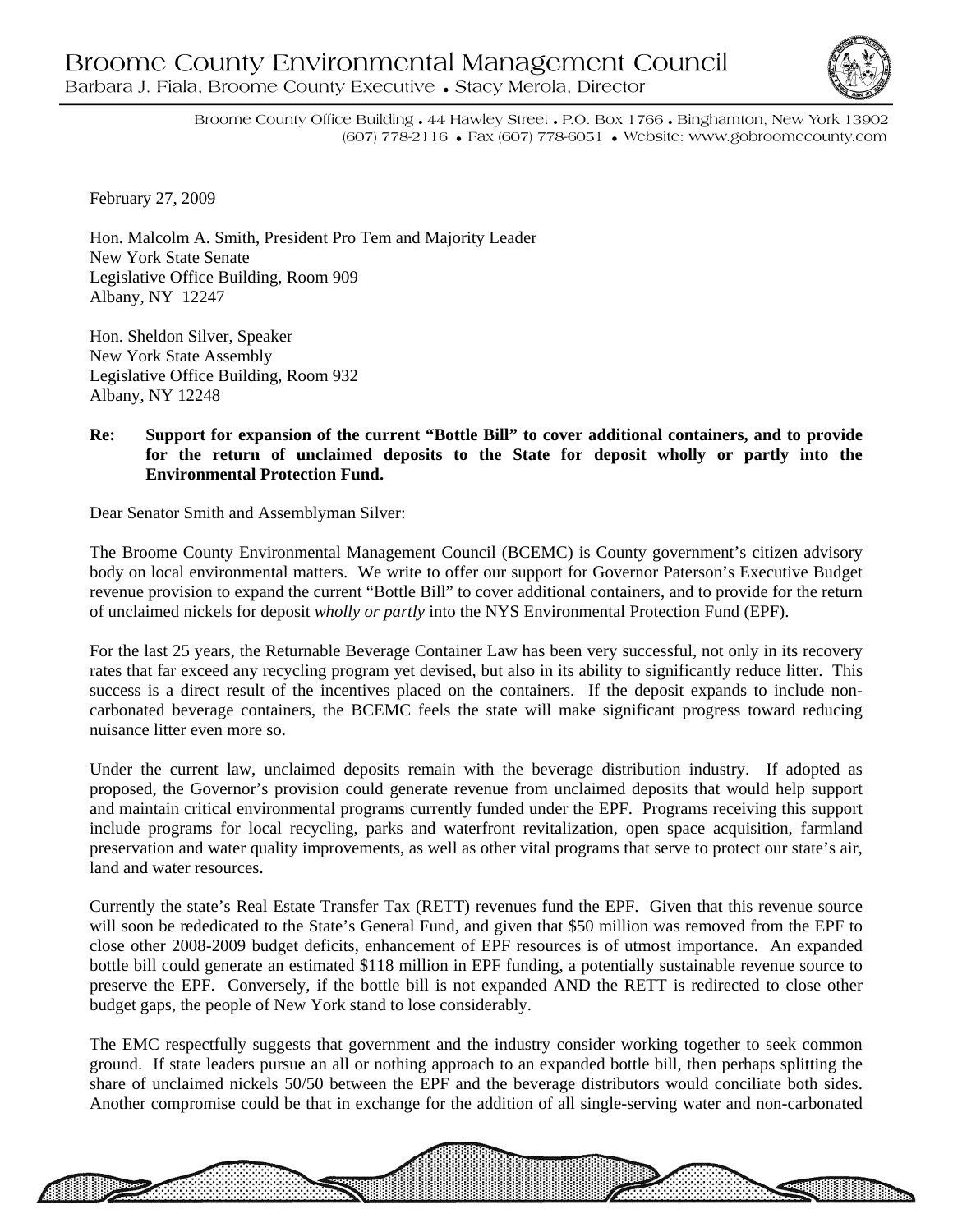# Broome County Environmental Management Council

Barbara J. Fiala, Broome County Executive • Stacy Merola, Director

Broome County Office Building • 44 Hawley Street • P.O. Box 1766 • Binghamton, New York 13902
(607) 778-2116 • Fax (607) 778-6051 • Website: www.gobroomecounty.com

February 27, 2009

Hon. Malcolm A. Smith, President Pro Tem and Majority Leader
New York State Senate
Legislative Office Building, Room 909
Albany, NY 12247

Hon. Sheldon Silver, Speaker
New York State Assembly
Legislative Office Building, Room 932
Albany, NY 12248

**Re: Support for expansion of the current "Bottle Bill" to cover additional containers, and to provide for the return of unclaimed deposits to the State for deposit wholly or partly into the Environmental Protection Fund.**

Dear Senator Smith and Assemblyman Silver:

The Broome County Environmental Management Council (BCEMC) is County government's citizen advisory body on local environmental matters. We write to offer our support for Governor Paterson's Executive Budget revenue provision to expand the current "Bottle Bill" to cover additional containers, and to provide for the return of unclaimed nickels for deposit *wholly or partly* into the NYS Environmental Protection Fund (EPF).

For the last 25 years, the Returnable Beverage Container Law has been very successful, not only in its recovery rates that far exceed any recycling program yet devised, but also in its ability to significantly reduce litter. This success is a direct result of the incentives placed on the containers. If the deposit expands to include non-carbonated beverage containers, the BCEMC feels the state will make significant progress toward reducing nuisance litter even more so.

Under the current law, unclaimed deposits remain with the beverage distribution industry. If adopted as proposed, the Governor's provision could generate revenue from unclaimed deposits that would help support and maintain critical environmental programs currently funded under the EPF. Programs receiving this support include programs for local recycling, parks and waterfront revitalization, open space acquisition, farmland preservation and water quality improvements, as well as other vital programs that serve to protect our state's air, land and water resources.

Currently the state's Real Estate Transfer Tax (RETT) revenues fund the EPF. Given that this revenue source will soon be rededicated to the State's General Fund, and given that $50 million was removed from the EPF to close other 2008-2009 budget deficits, enhancement of EPF resources is of utmost importance. An expanded bottle bill could generate an estimated $118 million in EPF funding, a potentially sustainable revenue source to preserve the EPF. Conversely, if the bottle bill is not expanded AND the RETT is redirected to close other budget gaps, the people of New York stand to lose considerably.

The EMC respectfully suggests that government and the industry consider working together to seek common ground. If state leaders pursue an all or nothing approach to an expanded bottle bill, then perhaps splitting the share of unclaimed nickels 50/50 between the EPF and the beverage distributors would conciliate both sides. Another compromise could be that in exchange for the addition of all single-serving water and non-carbonated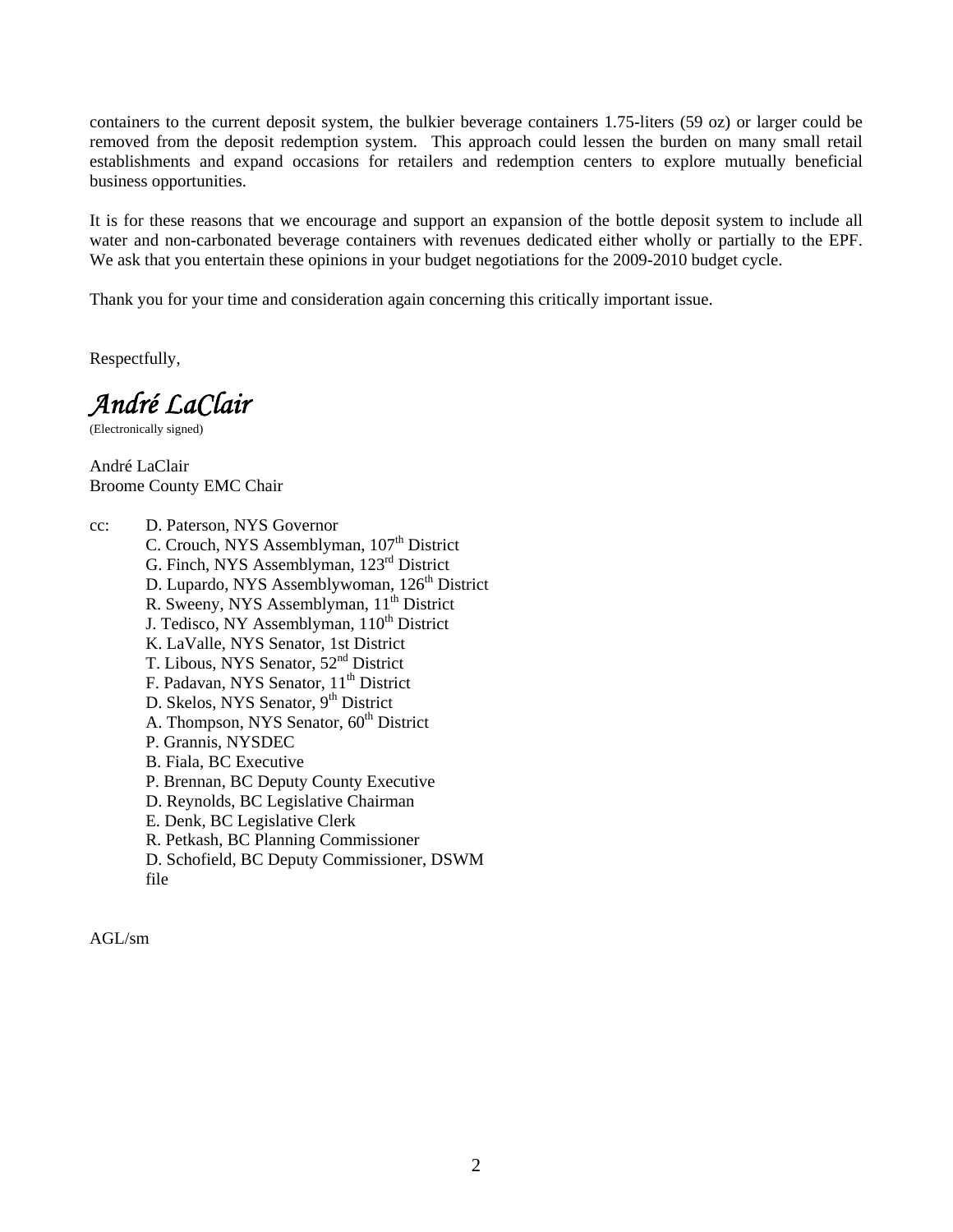containers to the current deposit system, the bulkier beverage containers 1.75-liters (59 oz) or larger could be removed from the deposit redemption system. This approach could lessen the burden on many small retail establishments and expand occasions for retailers and redemption centers to explore mutually beneficial business opportunities.

It is for these reasons that we encourage and support an expansion of the bottle deposit system to include all water and non-carbonated beverage containers with revenues dedicated either wholly or partially to the EPF. We ask that you entertain these opinions in your budget negotiations for the 2009-2010 budget cycle.

Thank you for your time and consideration again concerning this critically important issue.

Respectfully,

*André LaClair*
(Electronically signed)

André LaClair
Broome County EMC Chair

cc: D. Paterson, NYS Governor
C. Crouch, NYS Assemblyman, 107th District
G. Finch, NYS Assemblyman, 123rd District
D. Lupardo, NYS Assemblywoman, 126th District
R. Sweeny, NYS Assemblyman, 11th District
J. Tedisco, NY Assemblyman, 110th District
K. LaValle, NYS Senator, 1st District
T. Libous, NYS Senator, 52nd District
F. Padavan, NYS Senator, 11th District
D. Skelos, NYS Senator, 9th District
A. Thompson, NYS Senator, 60th District
P. Grannis, NYSDEC
B. Fiala, BC Executive
P. Brennan, BC Deputy County Executive
D. Reynolds, BC Legislative Chairman
E. Denk, BC Legislative Clerk
R. Petkash, BC Planning Commissioner
D. Schofield, BC Deputy Commissioner, DSWM
file

AGL/sm